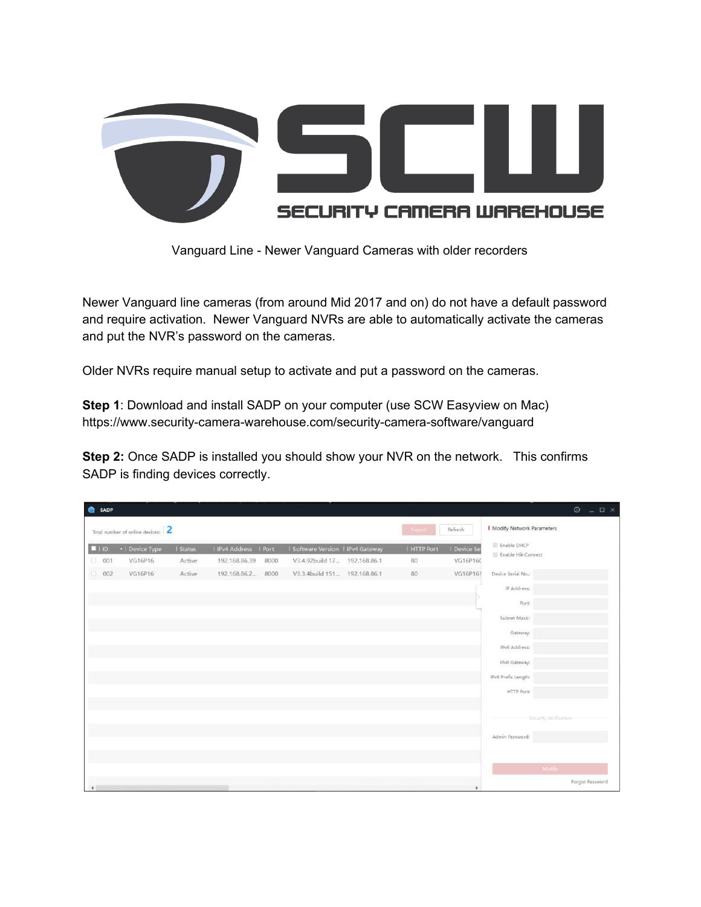Vanguard Line - Newer Vanguard Cameras with older recorders

Newer Vanguard line cameras (from around Mid 2017 and on) do not have a default password and require activation. Newer Vanguard NVRs are able to automatically activate the cameras and put the NVR's password on the cameras.

Older NVRs require manual setup to activate and put a password on the cameras.

**Step 1**: Download and install SADP on your computer (use SCW Easyview on Mac)
https://www.security-camera-warehouse.com/security-camera-software/vanguard

**Step 2:** Once SADP is installed you should show your NVR on the network. This confirms SADP is finding devices correctly.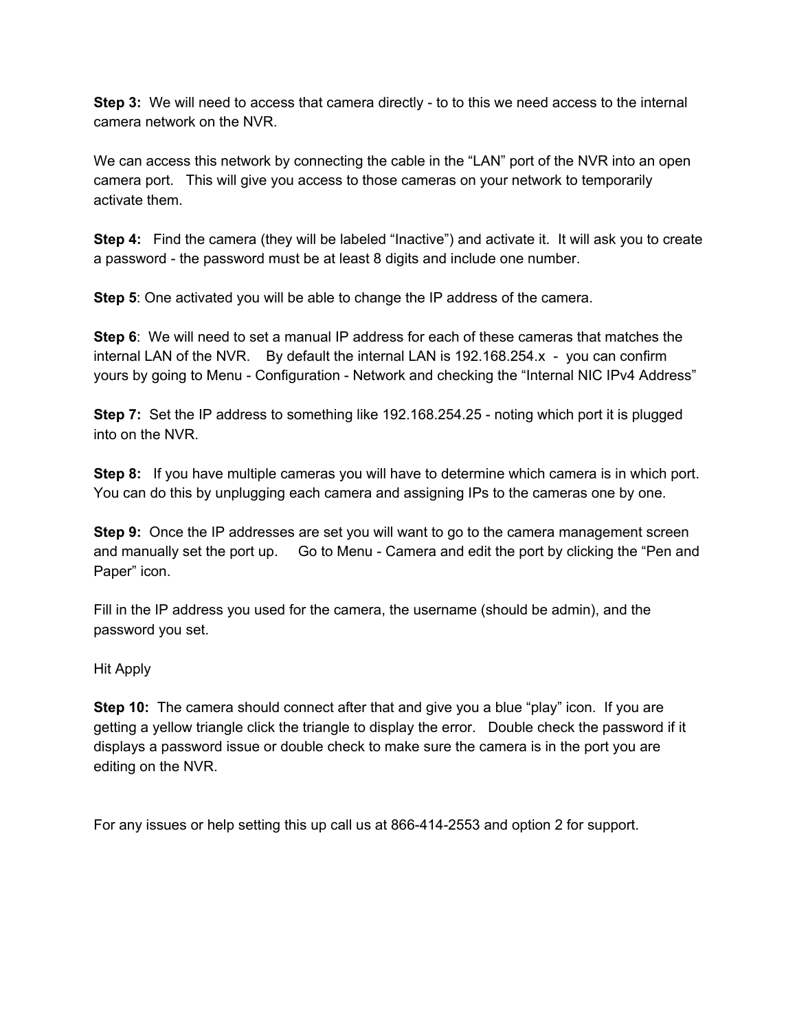**Step 3:** We will need to access that camera directly - to to this we need access to the internal camera network on the NVR.

We can access this network by connecting the cable in the "LAN" port of the NVR into an open camera port. This will give you access to those cameras on your network to temporarily activate them.

**Step 4:** Find the camera (they will be labeled "Inactive") and activate it. It will ask you to create a password - the password must be at least 8 digits and include one number.

**Step 5**: One activated you will be able to change the IP address of the camera.

**Step 6**: We will need to set a manual IP address for each of these cameras that matches the internal LAN of the NVR. By default the internal LAN is 192.168.254.x - you can confirm yours by going to Menu - Configuration - Network and checking the "Internal NIC IPv4 Address"

**Step 7:** Set the IP address to something like 192.168.254.25 - noting which port it is plugged into on the NVR.

**Step 8:** If you have multiple cameras you will have to determine which camera is in which port. You can do this by unplugging each camera and assigning IPs to the cameras one by one.

**Step 9:** Once the IP addresses are set you will want to go to the camera management screen and manually set the port up. Go to Menu - Camera and edit the port by clicking the "Pen and Paper" icon.

Fill in the IP address you used for the camera, the username (should be admin), and the password you set.

Hit Apply

**Step 10:** The camera should connect after that and give you a blue "play" icon. If you are getting a yellow triangle click the triangle to display the error. Double check the password if it displays a password issue or double check to make sure the camera is in the port you are editing on the NVR.

For any issues or help setting this up call us at 866-414-2553 and option 2 for support.